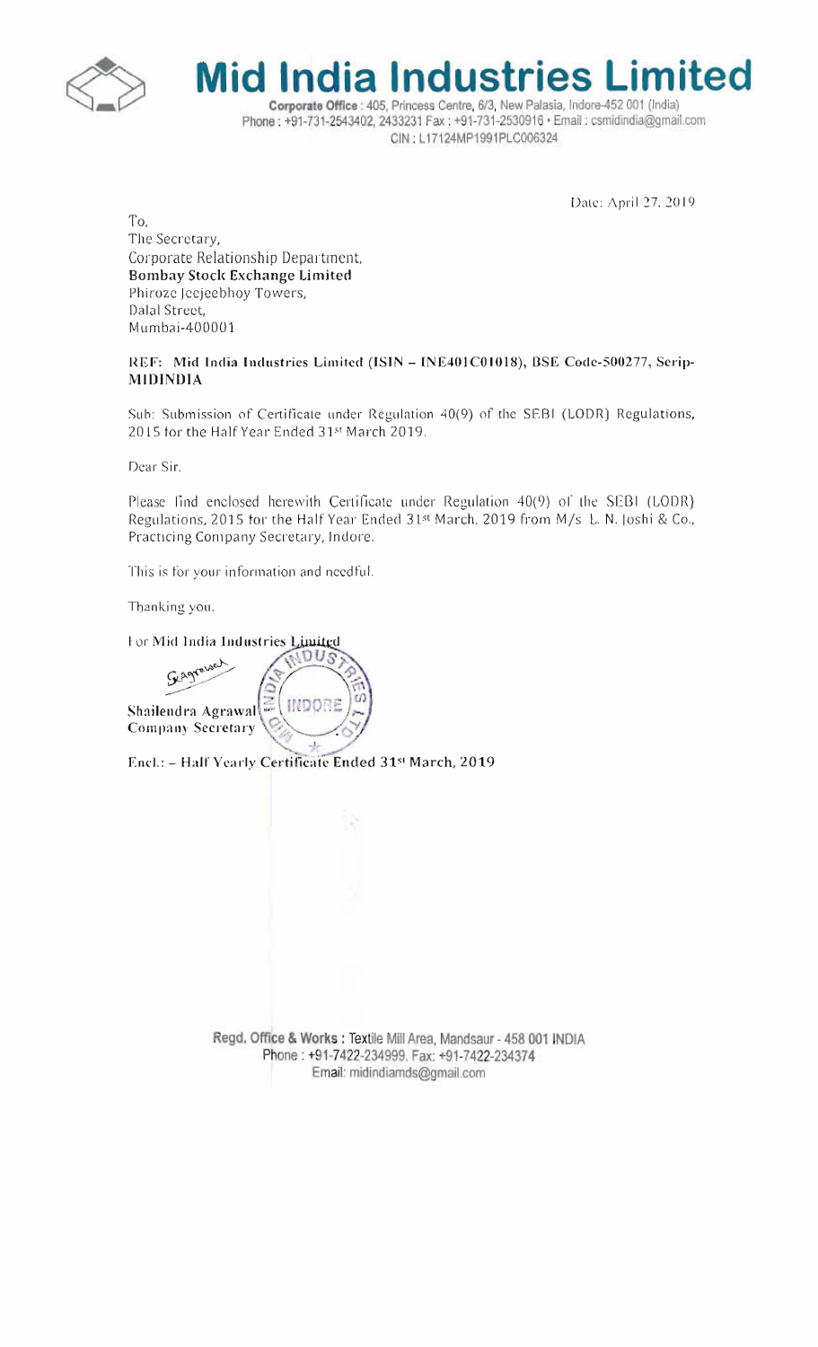# Mid India Industries Limited

**Corporate Office** : 405, Princess Centre, 6/3, New Palasia, Indore-452 001 (India)
Phone : +91-731-2543402, 2433231 Fax : +91-731-2530916 • Email : csmidindia@gmail.com
CIN : L17124MP1991PLC006324

Date: April 27, 2019

To,
The Secretary,
Corporate Relationship Department,
**Bombay Stock Exchange Limited**
Phiroze Jeejeebhoy Towers,
Dalal Street,
Mumbai-400001

**REF: Mid India Industries Limited (ISIN – INE401C01018), BSE Code-500277, Scrip-MIDINDIA**

Sub: Submission of Certificate under Regulation 40(9) of the SEBI (LODR) Regulations, 2015 for the Half Year Ended 31st March 2019.

Dear Sir,

Please find enclosed herewith Certificate under Regulation 40(9) of the SEBI (LODR) Regulations, 2015 for the Half Year Ended 31st March, 2019 from M/s L. N. Joshi & Co., Practicing Company Secretary, Indore.

This is for your information and needful.

Thanking you.

For **Mid India Industries Limited**

**Shailendra Agrawal**
**Company Secretary**

**Encl.: – Half Yearly Certificate Ended 31st March, 2019**

**Regd. Office & Works :** Textile Mill Area, Mandsaur - 458 001 INDIA
Phone : +91-7422-234999. Fax: +91-7422-234374
Email: midindiamds@gmail.com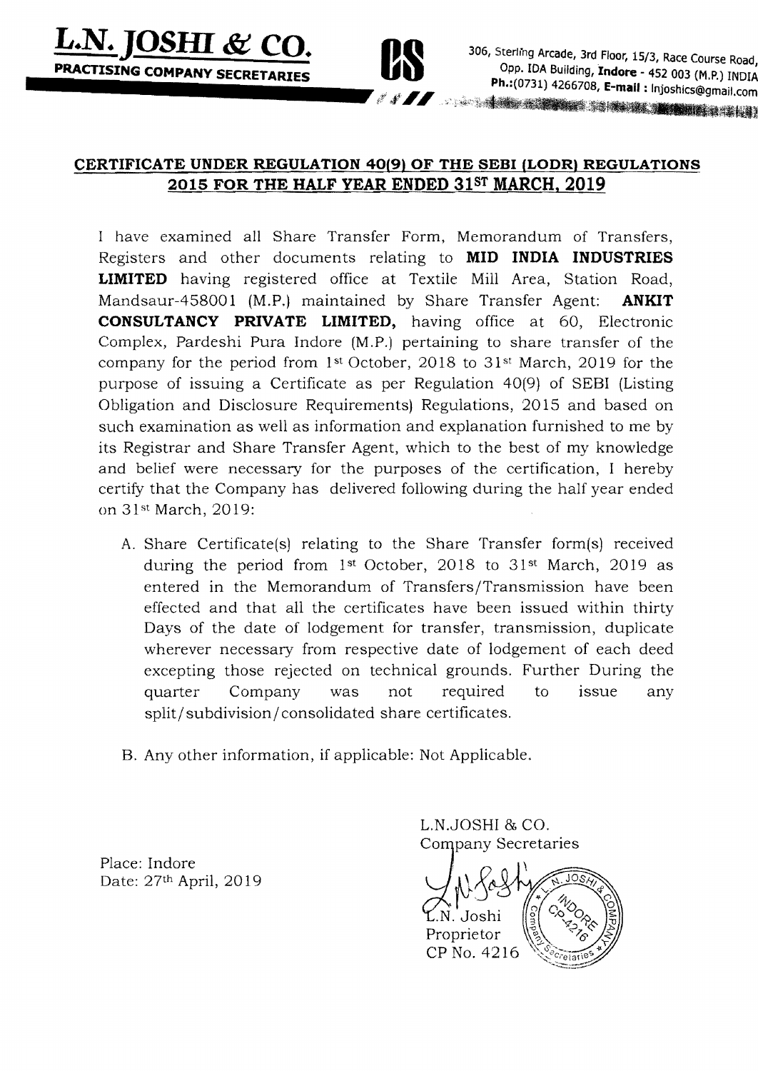**L.N. JOSHI & CO.**
**PRACTISING COMPANY SECRETARIES**

306, Sterling Arcade, 3rd Floor, 15/3, Race Course Road, Opp. IDA Building, **Indore** - 452 003 (M.P.) INDIA
**Ph.:**(0731) 4266708, **E-mail :** lnjoshics@gmail.com

## CERTIFICATE UNDER REGULATION 40(9) OF THE SEBI (LODR) REGULATIONS 2015 FOR THE HALF YEAR ENDED 31ST MARCH, 2019

I have examined all Share Transfer Form, Memorandum of Transfers, Registers and other documents relating to **MID INDIA INDUSTRIES LIMITED** having registered office at Textile Mill Area, Station Road, Mandsaur-458001 (M.P.) maintained by Share Transfer Agent: **ANKIT CONSULTANCY PRIVATE LIMITED,** having office at 60, Electronic Complex, Pardeshi Pura Indore (M.P.) pertaining to share transfer of the company for the period from 1st October, 2018 to 31st March, 2019 for the purpose of issuing a Certificate as per Regulation 40(9) of SEBI (Listing Obligation and Disclosure Requirements) Regulations, 2015 and based on such examination as well as information and explanation furnished to me by its Registrar and Share Transfer Agent, which to the best of my knowledge and belief were necessary for the purposes of the certification, I hereby certify that the Company has delivered following during the half year ended on 31st March, 2019:

A. Share Certificate(s) relating to the Share Transfer form(s) received during the period from 1st October, 2018 to 31st March, 2019 as entered in the Memorandum of Transfers/Transmission have been effected and that all the certificates have been issued within thirty Days of the date of lodgement for transfer, transmission, duplicate wherever necessary from respective date of lodgement of each deed excepting those rejected on technical grounds. Further During the quarter Company was not required to issue any split/subdivision/consolidated share certificates.

B. Any other information, if applicable: Not Applicable.

Place: Indore
Date: 27th April, 2019

L.N.JOSHI & CO.
Company Secretaries

L.N. Joshi
Proprietor
CP No. 4216